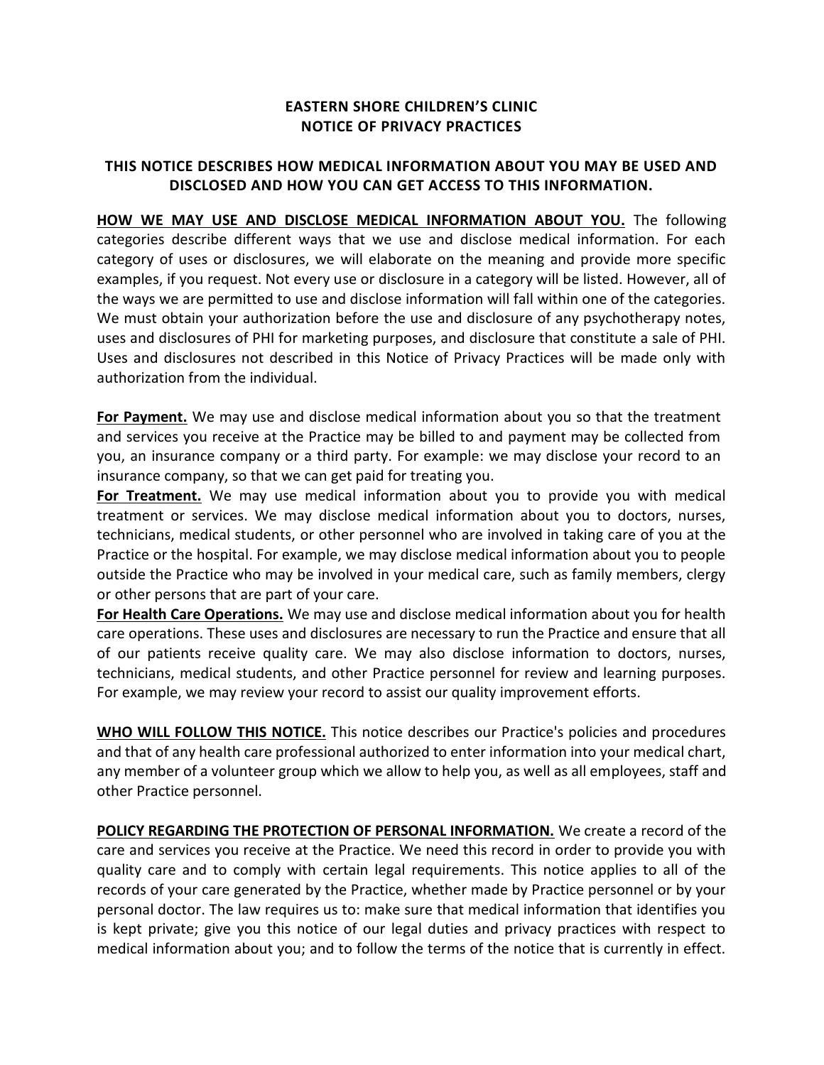# EASTERN SHORE CHILDREN'S CLINIC
# NOTICE OF PRIVACY PRACTICES

## THIS NOTICE DESCRIBES HOW MEDICAL INFORMATION ABOUT YOU MAY BE USED AND DISCLOSED AND HOW YOU CAN GET ACCESS TO THIS INFORMATION.

**HOW WE MAY USE AND DISCLOSE MEDICAL INFORMATION ABOUT YOU.** The following categories describe different ways that we use and disclose medical information. For each category of uses or disclosures, we will elaborate on the meaning and provide more specific examples, if you request. Not every use or disclosure in a category will be listed. However, all of the ways we are permitted to use and disclose information will fall within one of the categories. We must obtain your authorization before the use and disclosure of any psychotherapy notes, uses and disclosures of PHI for marketing purposes, and disclosure that constitute a sale of PHI. Uses and disclosures not described in this Notice of Privacy Practices will be made only with authorization from the individual.

**For Payment.** We may use and disclose medical information about you so that the treatment and services you receive at the Practice may be billed to and payment may be collected from you, an insurance company or a third party. For example: we may disclose your record to an insurance company, so that we can get paid for treating you.

**For Treatment.** We may use medical information about you to provide you with medical treatment or services. We may disclose medical information about you to doctors, nurses, technicians, medical students, or other personnel who are involved in taking care of you at the Practice or the hospital. For example, we may disclose medical information about you to people outside the Practice who may be involved in your medical care, such as family members, clergy or other persons that are part of your care.

**For Health Care Operations.** We may use and disclose medical information about you for health care operations. These uses and disclosures are necessary to run the Practice and ensure that all of our patients receive quality care. We may also disclose information to doctors, nurses, technicians, medical students, and other Practice personnel for review and learning purposes. For example, we may review your record to assist our quality improvement efforts.

**WHO WILL FOLLOW THIS NOTICE.** This notice describes our Practice's policies and procedures and that of any health care professional authorized to enter information into your medical chart, any member of a volunteer group which we allow to help you, as well as all employees, staff and other Practice personnel.

**POLICY REGARDING THE PROTECTION OF PERSONAL INFORMATION.** We create a record of the care and services you receive at the Practice. We need this record in order to provide you with quality care and to comply with certain legal requirements. This notice applies to all of the records of your care generated by the Practice, whether made by Practice personnel or by your personal doctor. The law requires us to: make sure that medical information that identifies you is kept private; give you this notice of our legal duties and privacy practices with respect to medical information about you; and to follow the terms of the notice that is currently in effect.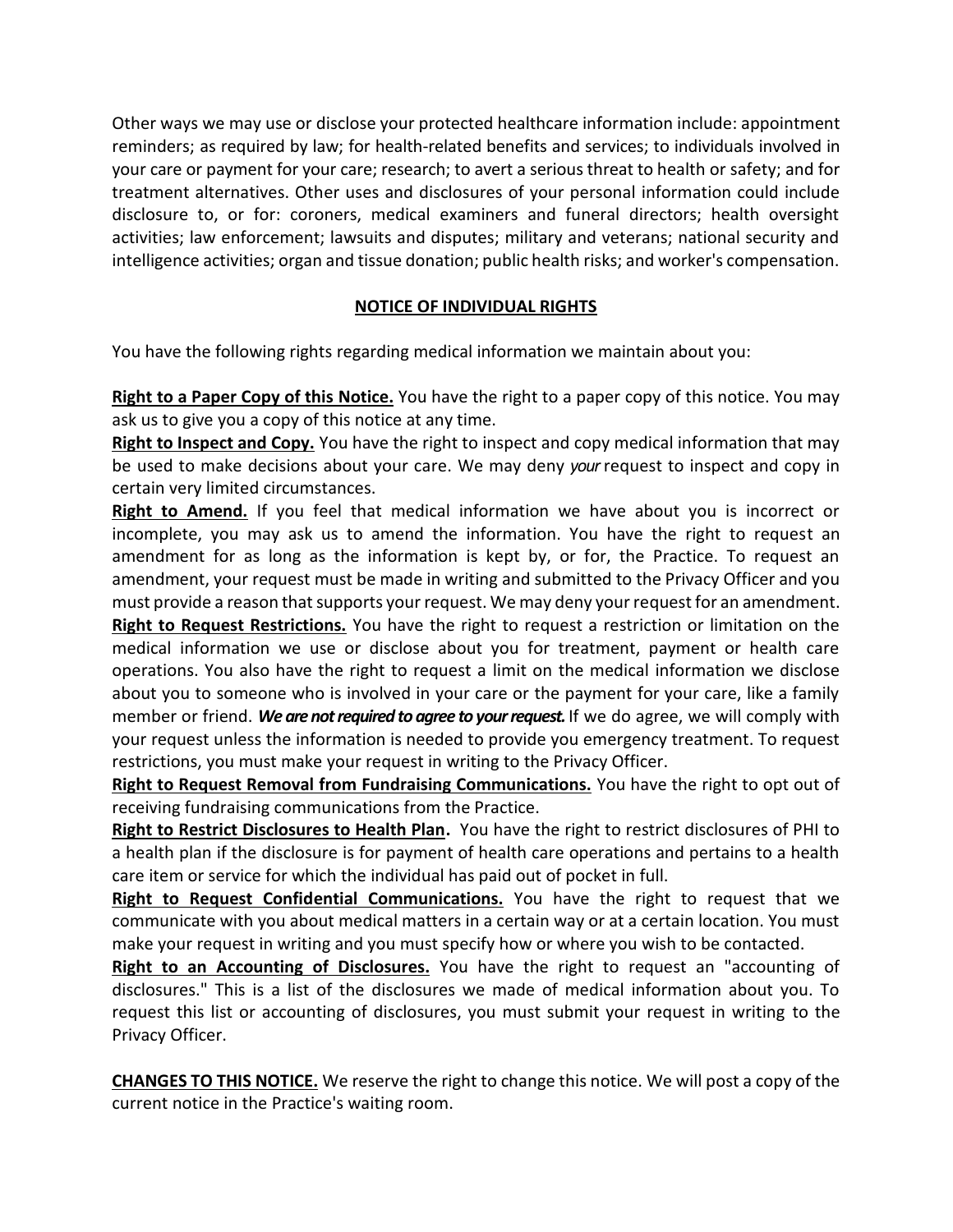Other ways we may use or disclose your protected healthcare information include: appointment reminders; as required by law; for health-related benefits and services; to individuals involved in your care or payment for your care; research; to avert a serious threat to health or safety; and for treatment alternatives. Other uses and disclosures of your personal information could include disclosure to, or for: coroners, medical examiners and funeral directors; health oversight activities; law enforcement; lawsuits and disputes; military and veterans; national security and intelligence activities; organ and tissue donation; public health risks; and worker's compensation.

## NOTICE OF INDIVIDUAL RIGHTS

You have the following rights regarding medical information we maintain about you:

**Right to a Paper Copy of this Notice.** You have the right to a paper copy of this notice. You may ask us to give you a copy of this notice at any time.

**Right to Inspect and Copy.** You have the right to inspect and copy medical information that may be used to make decisions about your care. We may deny *your* request to inspect and copy in certain very limited circumstances.

**Right to Amend.** If you feel that medical information we have about you is incorrect or incomplete, you may ask us to amend the information. You have the right to request an amendment for as long as the information is kept by, or for, the Practice. To request an amendment, your request must be made in writing and submitted to the Privacy Officer and you must provide a reason that supports your request. We may deny your request for an amendment.

**Right to Request Restrictions.** You have the right to request a restriction or limitation on the medical information we use or disclose about you for treatment, payment or health care operations. You also have the right to request a limit on the medical information we disclose about you to someone who is involved in your care or the payment for your care, like a family member or friend. ***We are not required to agree to your request.*** If we do agree, we will comply with your request unless the information is needed to provide you emergency treatment. To request restrictions, you must make your request in writing to the Privacy Officer.

**Right to Request Removal from Fundraising Communications.** You have the right to opt out of receiving fundraising communications from the Practice.

**Right to Restrict Disclosures to Health Plan.** You have the right to restrict disclosures of PHI to a health plan if the disclosure is for payment of health care operations and pertains to a health care item or service for which the individual has paid out of pocket in full.

**Right to Request Confidential Communications.** You have the right to request that we communicate with you about medical matters in a certain way or at a certain location. You must make your request in writing and you must specify how or where you wish to be contacted.

**Right to an Accounting of Disclosures.** You have the right to request an "accounting of disclosures." This is a list of the disclosures we made of medical information about you. To request this list or accounting of disclosures, you must submit your request in writing to the Privacy Officer.

**CHANGES TO THIS NOTICE.** We reserve the right to change this notice. We will post a copy of the current notice in the Practice's waiting room.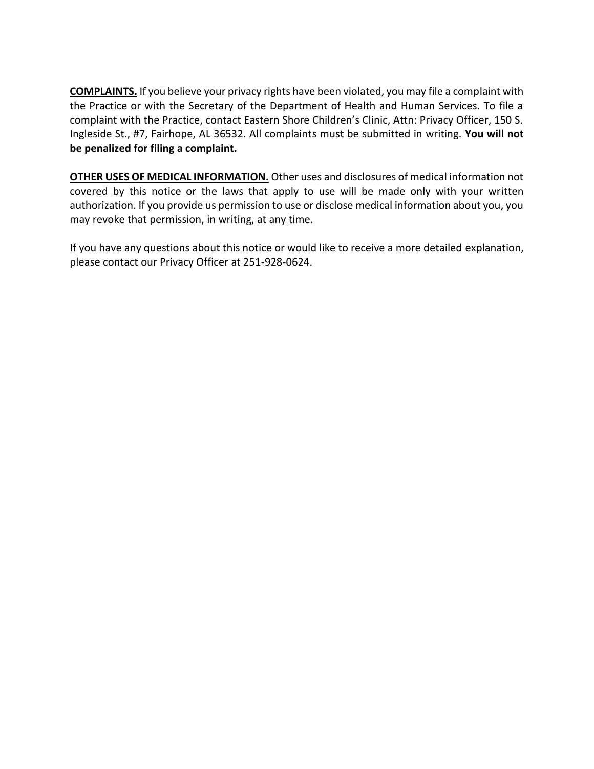**COMPLAINTS.** If you believe your privacy rights have been violated, you may file a complaint with the Practice or with the Secretary of the Department of Health and Human Services. To file a complaint with the Practice, contact Eastern Shore Children's Clinic, Attn: Privacy Officer, 150 S. Ingleside St., #7, Fairhope, AL 36532. All complaints must be submitted in writing. **You will not be penalized for filing a complaint.**

**OTHER USES OF MEDICAL INFORMATION.** Other uses and disclosures of medical information not covered by this notice or the laws that apply to use will be made only with your written authorization. If you provide us permission to use or disclose medical information about you, you may revoke that permission, in writing, at any time.

If you have any questions about this notice or would like to receive a more detailed explanation, please contact our Privacy Officer at 251-928-0624.